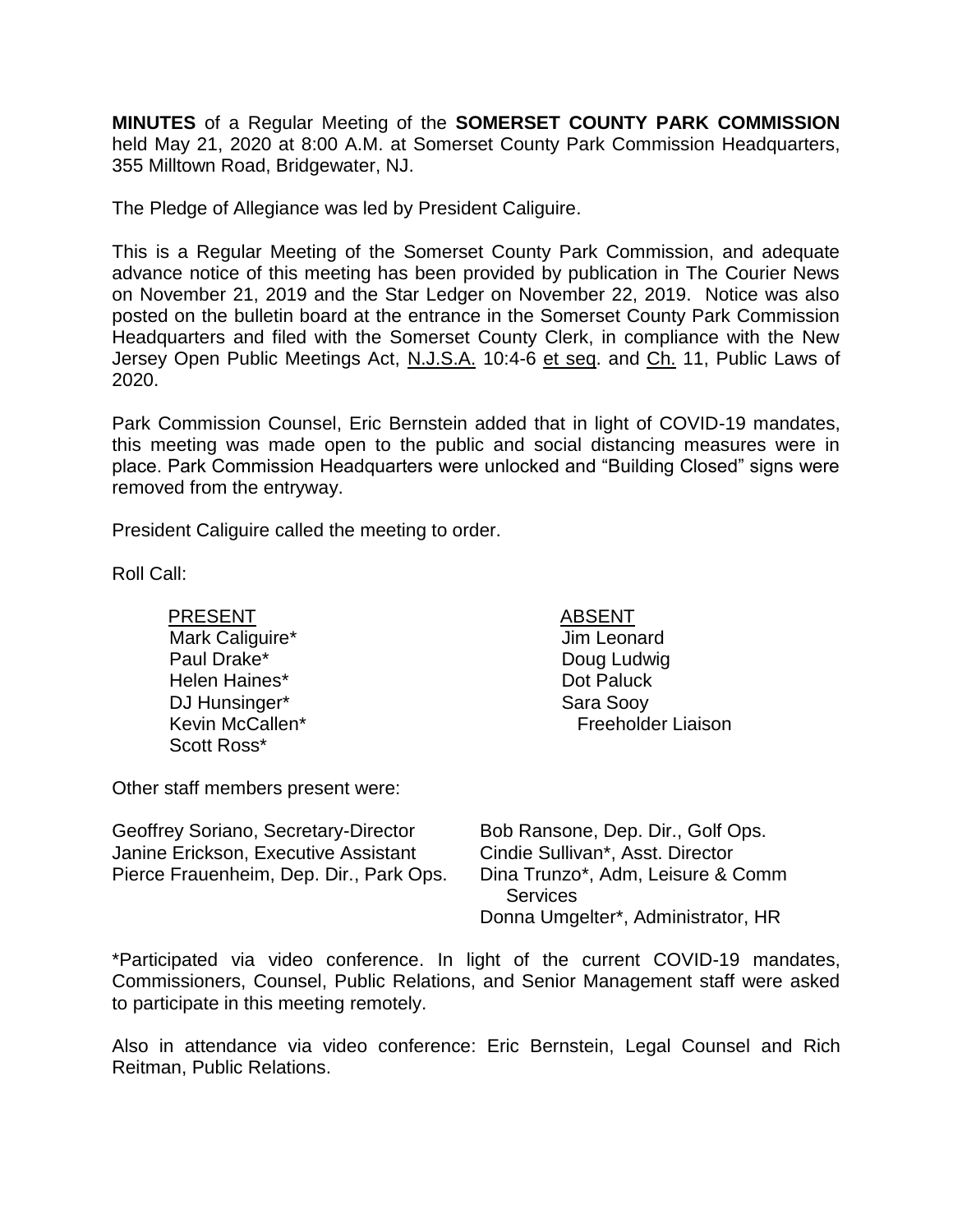**MINUTES** of a Regular Meeting of the **SOMERSET COUNTY PARK COMMISSION** held May 21, 2020 at 8:00 A.M. at Somerset County Park Commission Headquarters, 355 Milltown Road, Bridgewater, NJ.

The Pledge of Allegiance was led by President Caliguire.

This is a Regular Meeting of the Somerset County Park Commission, and adequate advance notice of this meeting has been provided by publication in The Courier News on November 21, 2019 and the Star Ledger on November 22, 2019. Notice was also posted on the bulletin board at the entrance in the Somerset County Park Commission Headquarters and filed with the Somerset County Clerk, in compliance with the New Jersey Open Public Meetings Act, <u>N.J.S.A.</u> 10:4-6 <u>et seq</u>. and <u>Ch.</u> 11, Public Laws of 2020.

Park Commission Counsel, Eric Bernstein added that in light of COVID-19 mandates, this meeting was made open to the public and social distancing measures were in place. Park Commission Headquarters were unlocked and "Building Closed" signs were removed from the entryway.

President Caliguire called the meeting to order.

Roll Call:

| <u>PRESENT</u> | <u>ABSENT</u> |
|---|---|
| Mark Caliguire* | Jim Leonard |
| Paul Drake* | Doug Ludwig |
| Helen Haines* | Dot Paluck |
| DJ Hunsinger* | Sara Sooy |
| Kevin McCallen* | Freeholder Liaison |
| Scott Ross* | |

Other staff members present were:

| | |
|---|---|
| Geoffrey Soriano, Secretary-Director | Bob Ransone, Dep. Dir., Golf Ops. |
| Janine Erickson, Executive Assistant | Cindie Sullivan*, Asst. Director |
| Pierce Frauenheim, Dep. Dir., Park Ops. | Dina Trunzo*, Adm, Leisure & Comm Services |
| | Donna Umgelter*, Administrator, HR |

*Participated via video conference. In light of the current COVID-19 mandates, Commissioners, Counsel, Public Relations, and Senior Management staff were asked to participate in this meeting remotely.

Also in attendance via video conference: Eric Bernstein, Legal Counsel and Rich Reitman, Public Relations.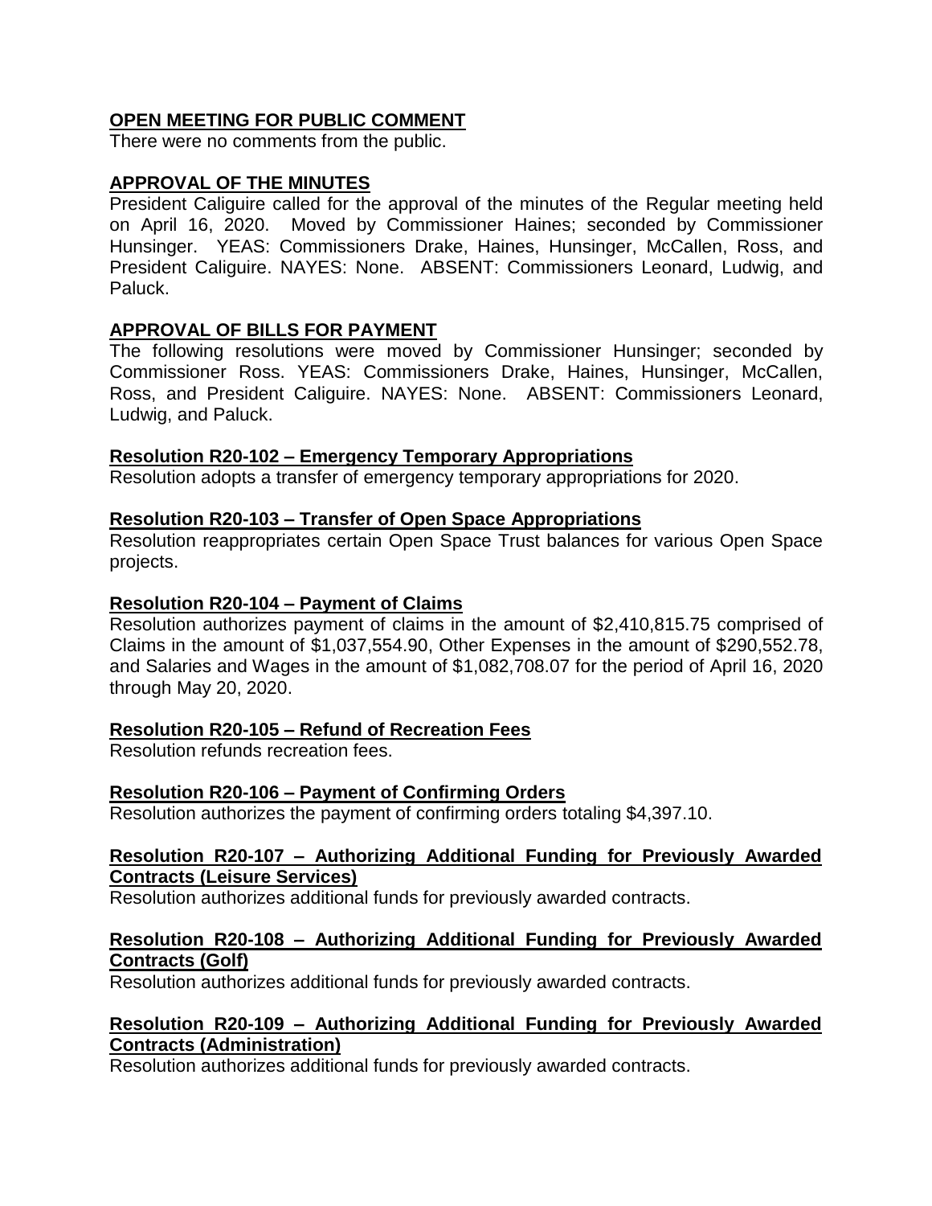**OPEN MEETING FOR PUBLIC COMMENT**

There were no comments from the public.

**APPROVAL OF THE MINUTES**

President Caliguire called for the approval of the minutes of the Regular meeting held on April 16, 2020. Moved by Commissioner Haines; seconded by Commissioner Hunsinger. YEAS: Commissioners Drake, Haines, Hunsinger, McCallen, Ross, and President Caliguire. NAYES: None. ABSENT: Commissioners Leonard, Ludwig, and Paluck.

**APPROVAL OF BILLS FOR PAYMENT**

The following resolutions were moved by Commissioner Hunsinger; seconded by Commissioner Ross. YEAS: Commissioners Drake, Haines, Hunsinger, McCallen, Ross, and President Caliguire. NAYES: None. ABSENT: Commissioners Leonard, Ludwig, and Paluck.

**Resolution R20-102 – Emergency Temporary Appropriations**

Resolution adopts a transfer of emergency temporary appropriations for 2020.

**Resolution R20-103 – Transfer of Open Space Appropriations**

Resolution reappropriates certain Open Space Trust balances for various Open Space projects.

**Resolution R20-104 – Payment of Claims**

Resolution authorizes payment of claims in the amount of $2,410,815.75 comprised of Claims in the amount of $1,037,554.90, Other Expenses in the amount of $290,552.78, and Salaries and Wages in the amount of $1,082,708.07 for the period of April 16, 2020 through May 20, 2020.

**Resolution R20-105 – Refund of Recreation Fees**

Resolution refunds recreation fees.

**Resolution R20-106 – Payment of Confirming Orders**

Resolution authorizes the payment of confirming orders totaling $4,397.10.

**Resolution R20-107 – Authorizing Additional Funding for Previously Awarded Contracts (Leisure Services)**

Resolution authorizes additional funds for previously awarded contracts.

**Resolution R20-108 – Authorizing Additional Funding for Previously Awarded Contracts (Golf)**

Resolution authorizes additional funds for previously awarded contracts.

**Resolution R20-109 – Authorizing Additional Funding for Previously Awarded Contracts (Administration)**

Resolution authorizes additional funds for previously awarded contracts.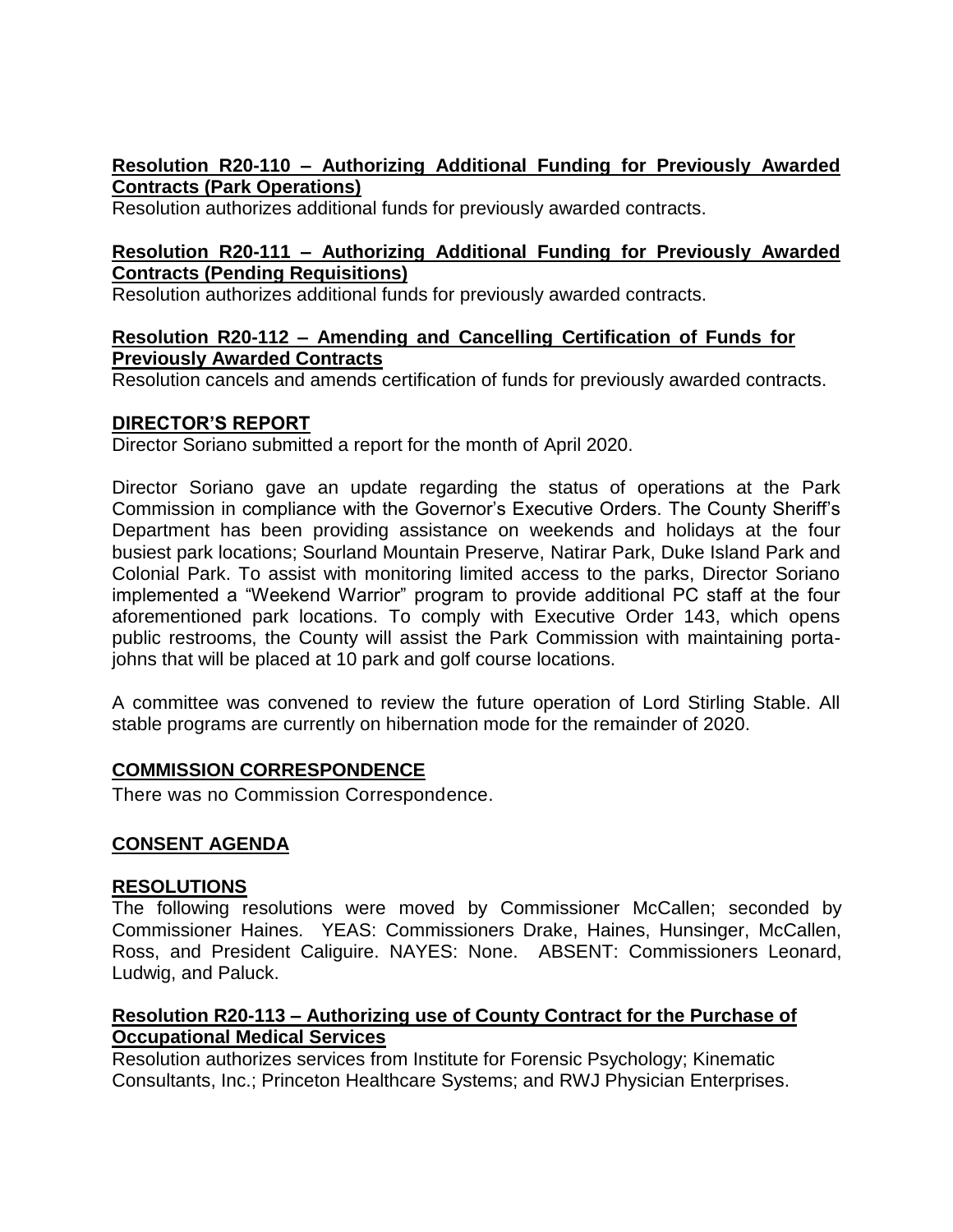**Resolution R20-110 – Authorizing Additional Funding for Previously Awarded Contracts (Park Operations)**
Resolution authorizes additional funds for previously awarded contracts.

**Resolution R20-111 – Authorizing Additional Funding for Previously Awarded Contracts (Pending Requisitions)**
Resolution authorizes additional funds for previously awarded contracts.

**Resolution R20-112 – Amending and Cancelling Certification of Funds for Previously Awarded Contracts**
Resolution cancels and amends certification of funds for previously awarded contracts.

**DIRECTOR'S REPORT**
Director Soriano submitted a report for the month of April 2020.

Director Soriano gave an update regarding the status of operations at the Park Commission in compliance with the Governor's Executive Orders. The County Sheriff's Department has been providing assistance on weekends and holidays at the four busiest park locations; Sourland Mountain Preserve, Natirar Park, Duke Island Park and Colonial Park. To assist with monitoring limited access to the parks, Director Soriano implemented a "Weekend Warrior" program to provide additional PC staff at the four aforementioned park locations. To comply with Executive Order 143, which opens public restrooms, the County will assist the Park Commission with maintaining porta-johns that will be placed at 10 park and golf course locations.

A committee was convened to review the future operation of Lord Stirling Stable. All stable programs are currently on hibernation mode for the remainder of 2020.

**COMMISSION CORRESPONDENCE**
There was no Commission Correspondence.

**CONSENT AGENDA**

**RESOLUTIONS**
The following resolutions were moved by Commissioner McCallen; seconded by Commissioner Haines. YEAS: Commissioners Drake, Haines, Hunsinger, McCallen, Ross, and President Caliguire. NAYES: None. ABSENT: Commissioners Leonard, Ludwig, and Paluck.

**Resolution R20-113 – Authorizing use of County Contract for the Purchase of Occupational Medical Services**
Resolution authorizes services from Institute for Forensic Psychology; Kinematic Consultants, Inc.; Princeton Healthcare Systems; and RWJ Physician Enterprises.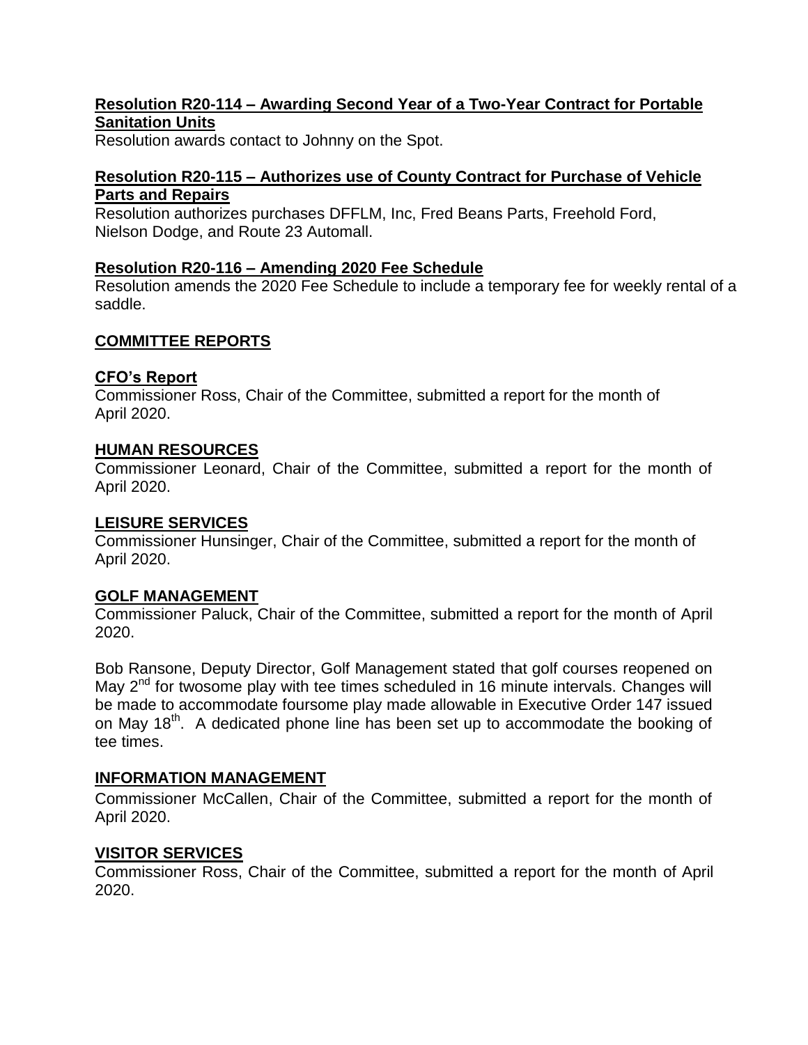**Resolution R20-114 – Awarding Second Year of a Two-Year Contract for Portable Sanitation Units**

Resolution awards contact to Johnny on the Spot.

**Resolution R20-115 – Authorizes use of County Contract for Purchase of Vehicle Parts and Repairs**

Resolution authorizes purchases DFFLM, Inc, Fred Beans Parts, Freehold Ford, Nielson Dodge, and Route 23 Automall.

**Resolution R20-116 – Amending 2020 Fee Schedule**

Resolution amends the 2020 Fee Schedule to include a temporary fee for weekly rental of a saddle.

## COMMITTEE REPORTS

**CFO's Report**

Commissioner Ross, Chair of the Committee, submitted a report for the month of April 2020.

**HUMAN RESOURCES**

Commissioner Leonard, Chair of the Committee, submitted a report for the month of April 2020.

**LEISURE SERVICES**

Commissioner Hunsinger, Chair of the Committee, submitted a report for the month of April 2020.

**GOLF MANAGEMENT**

Commissioner Paluck, Chair of the Committee, submitted a report for the month of April 2020.

Bob Ransone, Deputy Director, Golf Management stated that golf courses reopened on May 2nd for twosome play with tee times scheduled in 16 minute intervals. Changes will be made to accommodate foursome play made allowable in Executive Order 147 issued on May 18th. A dedicated phone line has been set up to accommodate the booking of tee times.

**INFORMATION MANAGEMENT**

Commissioner McCallen, Chair of the Committee, submitted a report for the month of April 2020.

**VISITOR SERVICES**

Commissioner Ross, Chair of the Committee, submitted a report for the month of April 2020.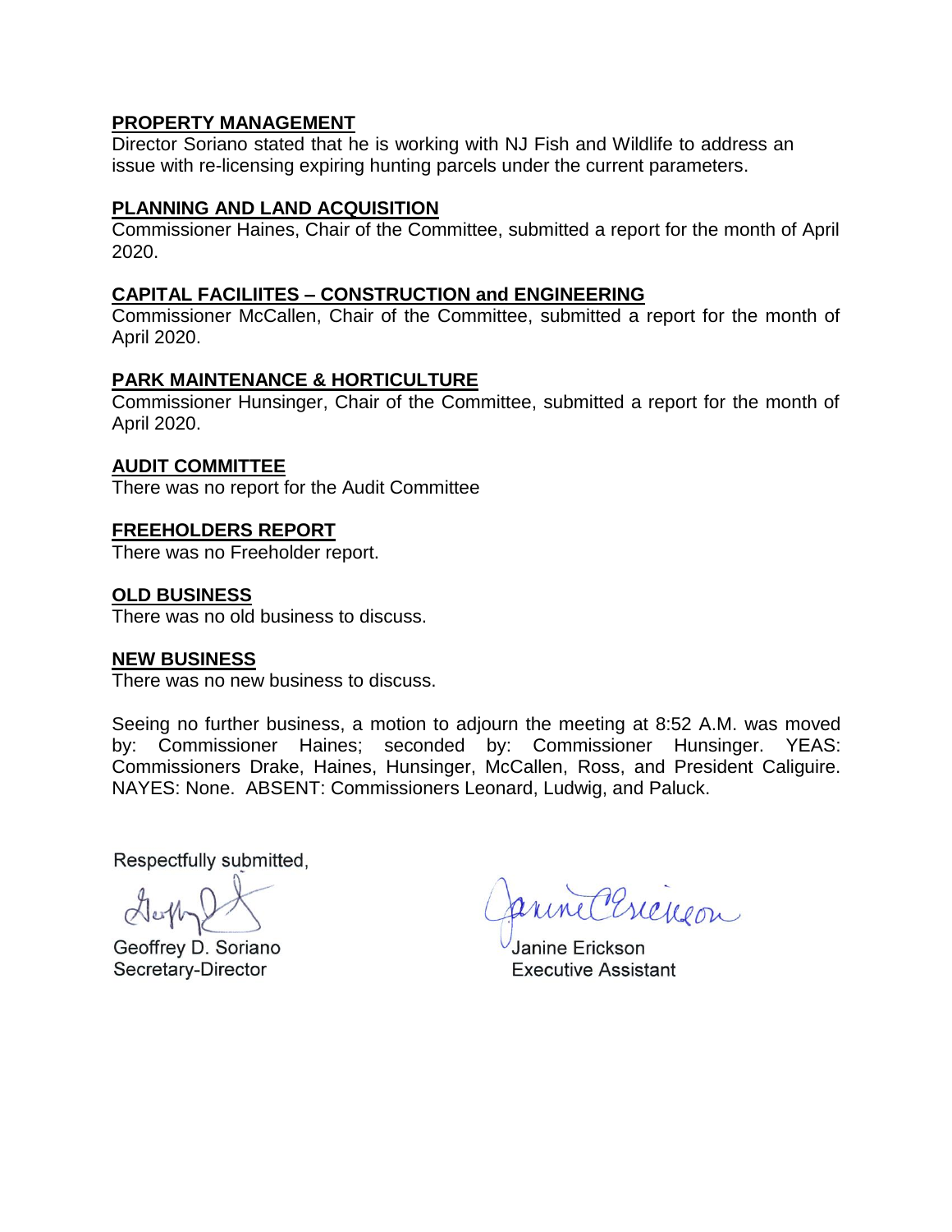**PROPERTY MANAGEMENT**

Director Soriano stated that he is working with NJ Fish and Wildlife to address an issue with re-licensing expiring hunting parcels under the current parameters.

**PLANNING AND LAND ACQUISITION**

Commissioner Haines, Chair of the Committee, submitted a report for the month of April 2020.

**CAPITAL FACILIITES – CONSTRUCTION and ENGINEERING**

Commissioner McCallen, Chair of the Committee, submitted a report for the month of April 2020.

**PARK MAINTENANCE & HORTICULTURE**

Commissioner Hunsinger, Chair of the Committee, submitted a report for the month of April 2020.

**AUDIT COMMITTEE**

There was no report for the Audit Committee

**FREEHOLDERS REPORT**

There was no Freeholder report.

**OLD BUSINESS**

There was no old business to discuss.

**NEW BUSINESS**

There was no new business to discuss.

Seeing no further business, a motion to adjourn the meeting at 8:52 A.M. was moved by: Commissioner Haines; seconded by: Commissioner Hunsinger. YEAS: Commissioners Drake, Haines, Hunsinger, McCallen, Ross, and President Caliguire. NAYES: None. ABSENT: Commissioners Leonard, Ludwig, and Paluck.

Respectfully submitted,

Geoffrey D. Soriano
Secretary-Director

Janine Erickson
Executive Assistant